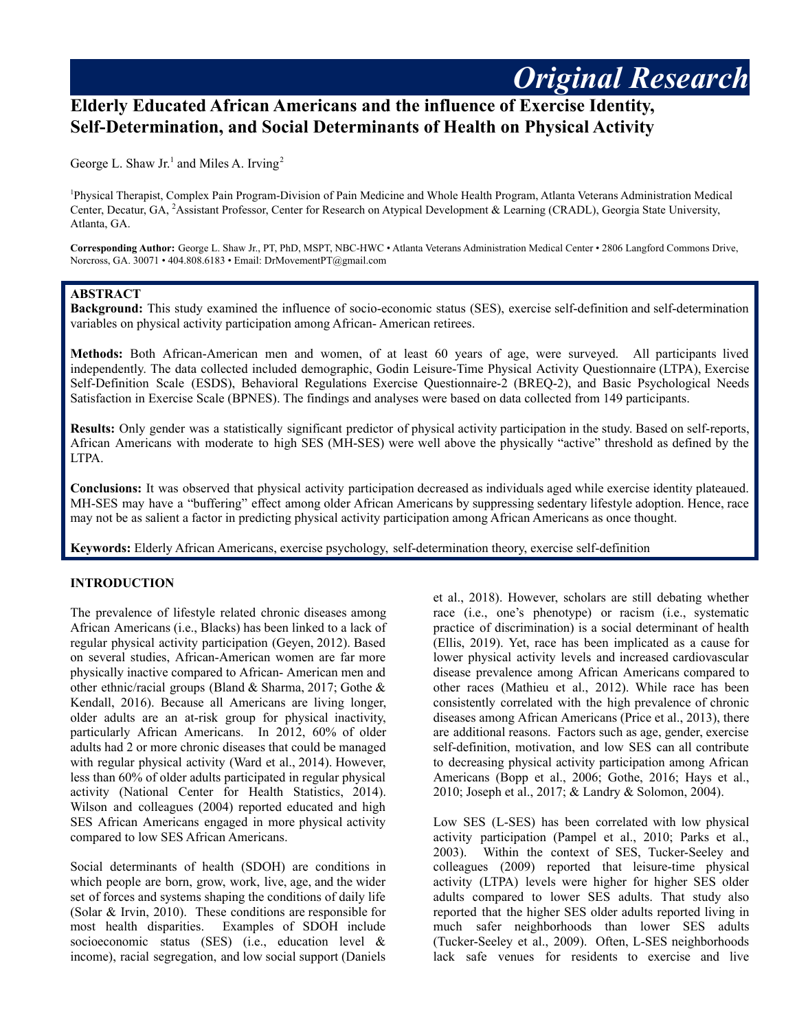*Original Research*

# Elderly Educated African Americans and the influence of Exercise Identity, Self-Determination, and Social Determinants of Health on Physical Activity

George L. Shaw Jr.[1] and Miles A. Irving[2]

[1]Physical Therapist, Complex Pain Program-Division of Pain Medicine and Whole Health Program, Atlanta Veterans Administration Medical Center, Decatur, GA, [2]Assistant Professor, Center for Research on Atypical Development & Learning (CRADL), Georgia State University, Atlanta, GA.

**Corresponding Author:** George L. Shaw Jr., PT, PhD, MSPT, NBC-HWC • Atlanta Veterans Administration Medical Center • 2806 Langford Commons Drive, Norcross, GA. 30071 • 404.808.6183 • Email: DrMovementPT@gmail.com

## ABSTRACT

**Background:** This study examined the influence of socio-economic status (SES), exercise self-definition and self-determination variables on physical activity participation among African- American retirees.

**Methods:** Both African-American men and women, of at least 60 years of age, were surveyed. All participants lived independently. The data collected included demographic, Godin Leisure-Time Physical Activity Questionnaire (LTPA), Exercise Self-Definition Scale (ESDS), Behavioral Regulations Exercise Questionnaire-2 (BREQ-2), and Basic Psychological Needs Satisfaction in Exercise Scale (BPNES). The findings and analyses were based on data collected from 149 participants.

**Results:** Only gender was a statistically significant predictor of physical activity participation in the study. Based on self-reports, African Americans with moderate to high SES (MH-SES) were well above the physically "active" threshold as defined by the LTPA.

**Conclusions:** It was observed that physical activity participation decreased as individuals aged while exercise identity plateaued. MH-SES may have a "buffering" effect among older African Americans by suppressing sedentary lifestyle adoption. Hence, race may not be as salient a factor in predicting physical activity participation among African Americans as once thought.

**Keywords:** Elderly African Americans, exercise psychology, self-determination theory, exercise self-definition

## INTRODUCTION

The prevalence of lifestyle related chronic diseases among African Americans (i.e., Blacks) has been linked to a lack of regular physical activity participation (Geyen, 2012). Based on several studies, African-American women are far more physically inactive compared to African- American men and other ethnic/racial groups (Bland & Sharma, 2017; Gothe & Kendall, 2016). Because all Americans are living longer, older adults are an at-risk group for physical inactivity, particularly African Americans. In 2012, 60% of older adults had 2 or more chronic diseases that could be managed with regular physical activity (Ward et al., 2014). However, less than 60% of older adults participated in regular physical activity (National Center for Health Statistics, 2014). Wilson and colleagues (2004) reported educated and high SES African Americans engaged in more physical activity compared to low SES African Americans.

Social determinants of health (SDOH) are conditions in which people are born, grow, work, live, age, and the wider set of forces and systems shaping the conditions of daily life (Solar & Irvin, 2010). These conditions are responsible for most health disparities. Examples of SDOH include socioeconomic status (SES) (i.e., education level & income), racial segregation, and low social support (Daniels et al., 2018). However, scholars are still debating whether race (i.e., one's phenotype) or racism (i.e., systematic practice of discrimination) is a social determinant of health (Ellis, 2019). Yet, race has been implicated as a cause for lower physical activity levels and increased cardiovascular disease prevalence among African Americans compared to other races (Mathieu et al., 2012). While race has been consistently correlated with the high prevalence of chronic diseases among African Americans (Price et al., 2013), there are additional reasons. Factors such as age, gender, exercise self-definition, motivation, and low SES can all contribute to decreasing physical activity participation among African Americans (Bopp et al., 2006; Gothe, 2016; Hays et al., 2010; Joseph et al., 2017; & Landry & Solomon, 2004).

Low SES (L-SES) has been correlated with low physical activity participation (Pampel et al., 2010; Parks et al., 2003). Within the context of SES, Tucker-Seeley and colleagues (2009) reported that leisure-time physical activity (LTPA) levels were higher for higher SES older adults compared to lower SES adults. That study also reported that the higher SES older adults reported living in much safer neighborhoods than lower SES adults (Tucker-Seeley et al., 2009). Often, L-SES neighborhoods lack safe venues for residents to exercise and live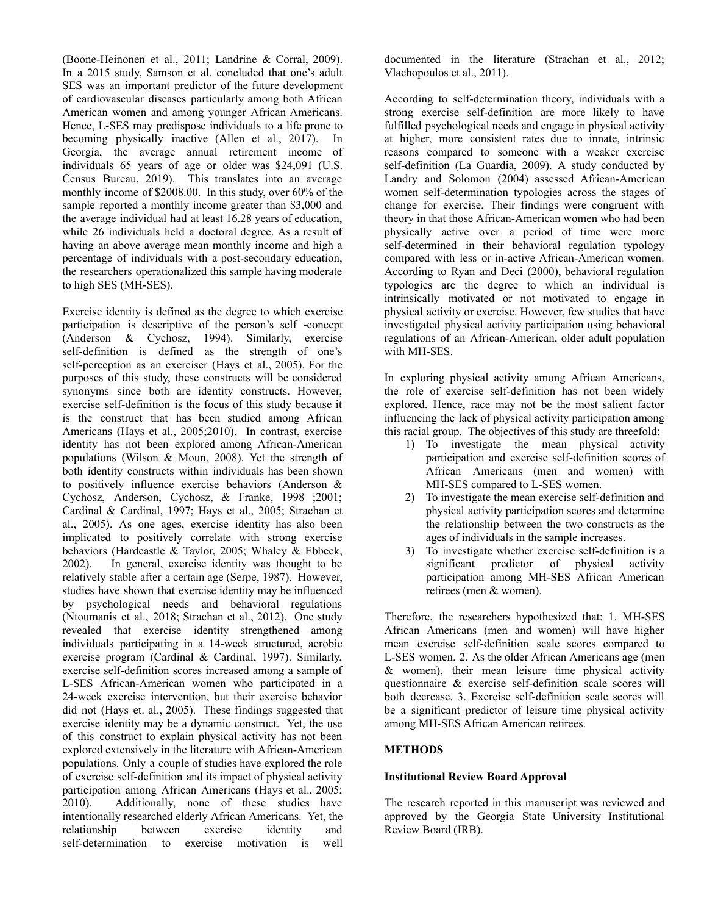(Boone-Heinonen et al., 2011; Landrine & Corral, 2009). In a 2015 study, Samson et al. concluded that one's adult SES was an important predictor of the future development of cardiovascular diseases particularly among both African American women and among younger African Americans. Hence, L-SES may predispose individuals to a life prone to becoming physically inactive (Allen et al., 2017). In Georgia, the average annual retirement income of individuals 65 years of age or older was $24,091 (U.S. Census Bureau, 2019). This translates into an average monthly income of $2008.00. In this study, over 60% of the sample reported a monthly income greater than $3,000 and the average individual had at least 16.28 years of education, while 26 individuals held a doctoral degree. As a result of having an above average mean monthly income and high a percentage of individuals with a post-secondary education, the researchers operationalized this sample having moderate to high SES (MH-SES).

Exercise identity is defined as the degree to which exercise participation is descriptive of the person's self -concept (Anderson & Cychosz, 1994). Similarly, exercise self-definition is defined as the strength of one's self-perception as an exerciser (Hays et al., 2005). For the purposes of this study, these constructs will be considered synonyms since both are identity constructs. However, exercise self-definition is the focus of this study because it is the construct that has been studied among African Americans (Hays et al., 2005;2010). In contrast, exercise identity has not been explored among African-American populations (Wilson & Moun, 2008). Yet the strength of both identity constructs within individuals has been shown to positively influence exercise behaviors (Anderson & Cychosz, Anderson, Cychosz, & Franke, 1998 ;2001; Cardinal & Cardinal, 1997; Hays et al., 2005; Strachan et al., 2005). As one ages, exercise identity has also been implicated to positively correlate with strong exercise behaviors (Hardcastle & Taylor, 2005; Whaley & Ebbeck, 2002). In general, exercise identity was thought to be relatively stable after a certain age (Serpe, 1987). However, studies have shown that exercise identity may be influenced by psychological needs and behavioral regulations (Ntoumanis et al., 2018; Strachan et al., 2012). One study revealed that exercise identity strengthened among individuals participating in a 14-week structured, aerobic exercise program (Cardinal & Cardinal, 1997). Similarly, exercise self-definition scores increased among a sample of L-SES African-American women who participated in a 24-week exercise intervention, but their exercise behavior did not (Hays et. al., 2005). These findings suggested that exercise identity may be a dynamic construct. Yet, the use of this construct to explain physical activity has not been explored extensively in the literature with African-American populations. Only a couple of studies have explored the role of exercise self-definition and its impact of physical activity participation among African Americans (Hays et al., 2005; 2010). Additionally, none of these studies have intentionally researched elderly African Americans. Yet, the relationship between exercise identity and self-determination to exercise motivation is well documented in the literature (Strachan et al., 2012; Vlachopoulos et al., 2011).

According to self-determination theory, individuals with a strong exercise self-definition are more likely to have fulfilled psychological needs and engage in physical activity at higher, more consistent rates due to innate, intrinsic reasons compared to someone with a weaker exercise self-definition (La Guardia, 2009). A study conducted by Landry and Solomon (2004) assessed African-American women self-determination typologies across the stages of change for exercise. Their findings were congruent with theory in that those African-American women who had been physically active over a period of time were more self-determined in their behavioral regulation typology compared with less or in-active African-American women. According to Ryan and Deci (2000), behavioral regulation typologies are the degree to which an individual is intrinsically motivated or not motivated to engage in physical activity or exercise. However, few studies that have investigated physical activity participation using behavioral regulations of an African-American, older adult population with MH-SES.

In exploring physical activity among African Americans, the role of exercise self-definition has not been widely explored. Hence, race may not be the most salient factor influencing the lack of physical activity participation among this racial group. The objectives of this study are threefold:

1) To investigate the mean physical activity participation and exercise self-definition scores of African Americans (men and women) with MH-SES compared to L-SES women.
2) To investigate the mean exercise self-definition and physical activity participation scores and determine the relationship between the two constructs as the ages of individuals in the sample increases.
3) To investigate whether exercise self-definition is a significant predictor of physical activity participation among MH-SES African American retirees (men & women).

Therefore, the researchers hypothesized that: 1. MH-SES African Americans (men and women) will have higher mean exercise self-definition scale scores compared to L-SES women. 2. As the older African Americans age (men & women), their mean leisure time physical activity questionnaire & exercise self-definition scale scores will both decrease. 3. Exercise self-definition scale scores will be a significant predictor of leisure time physical activity among MH-SES African American retirees.

## METHODS

### Institutional Review Board Approval

The research reported in this manuscript was reviewed and approved by the Georgia State University Institutional Review Board (IRB).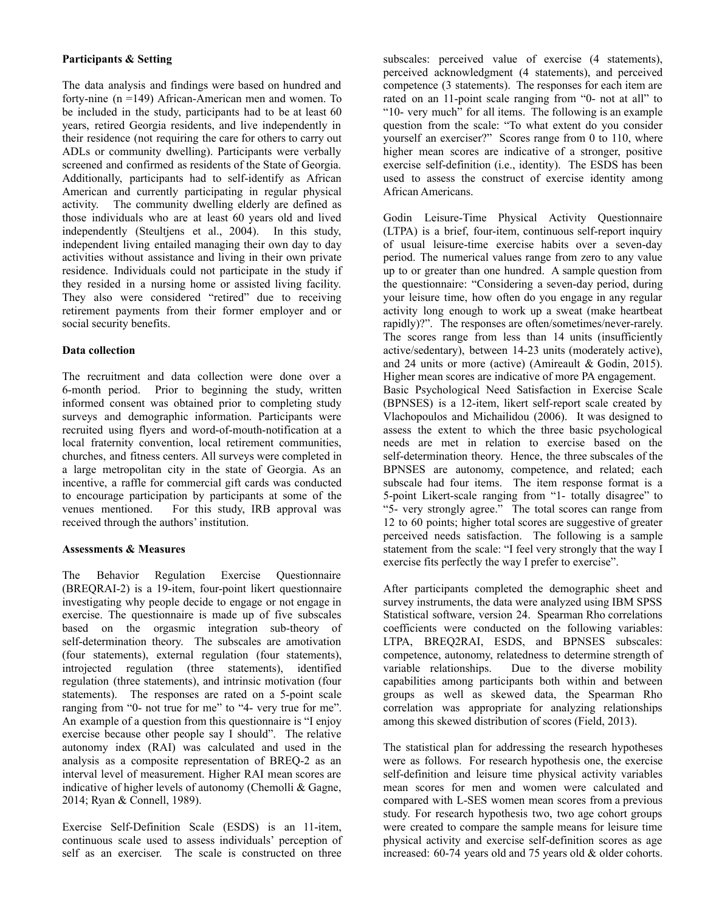**Participants & Setting**

The data analysis and findings were based on hundred and forty-nine (n =149) African-American men and women. To be included in the study, participants had to be at least 60 years, retired Georgia residents, and live independently in their residence (not requiring the care for others to carry out ADLs or community dwelling). Participants were verbally screened and confirmed as residents of the State of Georgia. Additionally, participants had to self-identify as African American and currently participating in regular physical activity. The community dwelling elderly are defined as those individuals who are at least 60 years old and lived independently (Steultjens et al., 2004). In this study, independent living entailed managing their own day to day activities without assistance and living in their own private residence. Individuals could not participate in the study if they resided in a nursing home or assisted living facility. They also were considered "retired" due to receiving retirement payments from their former employer and or social security benefits.

**Data collection**

The recruitment and data collection were done over a 6-month period. Prior to beginning the study, written informed consent was obtained prior to completing study surveys and demographic information. Participants were recruited using flyers and word-of-mouth-notification at a local fraternity convention, local retirement communities, churches, and fitness centers. All surveys were completed in a large metropolitan city in the state of Georgia. As an incentive, a raffle for commercial gift cards was conducted to encourage participation by participants at some of the venues mentioned. For this study, IRB approval was received through the authors' institution.

**Assessments & Measures**

The Behavior Regulation Exercise Questionnaire (BREQRAI-2) is a 19-item, four-point likert questionnaire investigating why people decide to engage or not engage in exercise. The questionnaire is made up of five subscales based on the orgasmic integration sub-theory of self-determination theory. The subscales are amotivation (four statements), external regulation (four statements), introjected regulation (three statements), identified regulation (three statements), and intrinsic motivation (four statements). The responses are rated on a 5-point scale ranging from "0- not true for me" to "4- very true for me". An example of a question from this questionnaire is "I enjoy exercise because other people say I should". The relative autonomy index (RAI) was calculated and used in the analysis as a composite representation of BREQ-2 as an interval level of measurement. Higher RAI mean scores are indicative of higher levels of autonomy (Chemolli & Gagne, 2014; Ryan & Connell, 1989).

Exercise Self-Definition Scale (ESDS) is an 11-item, continuous scale used to assess individuals' perception of self as an exerciser. The scale is constructed on three subscales: perceived value of exercise (4 statements), perceived acknowledgment (4 statements), and perceived competence (3 statements). The responses for each item are rated on an 11-point scale ranging from "0- not at all" to "10- very much" for all items. The following is an example question from the scale: "To what extent do you consider yourself an exerciser?" Scores range from 0 to 110, where higher mean scores are indicative of a stronger, positive exercise self-definition (i.e., identity). The ESDS has been used to assess the construct of exercise identity among African Americans.

Godin Leisure-Time Physical Activity Questionnaire (LTPA) is a brief, four-item, continuous self-report inquiry of usual leisure-time exercise habits over a seven-day period. The numerical values range from zero to any value up to or greater than one hundred. A sample question from the questionnaire: "Considering a seven-day period, during your leisure time, how often do you engage in any regular activity long enough to work up a sweat (make heartbeat rapidly)?". The responses are often/sometimes/never-rarely. The scores range from less than 14 units (insufficiently active/sedentary), between 14-23 units (moderately active), and 24 units or more (active) (Amireault & Godin, 2015). Higher mean scores are indicative of more PA engagement.

Basic Psychological Need Satisfaction in Exercise Scale (BPNSES) is a 12-item, likert self-report scale created by Vlachopoulos and Michailidou (2006). It was designed to assess the extent to which the three basic psychological needs are met in relation to exercise based on the self-determination theory. Hence, the three subscales of the BPNSES are autonomy, competence, and related; each subscale had four items. The item response format is a 5-point Likert-scale ranging from "1- totally disagree" to "5- very strongly agree." The total scores can range from 12 to 60 points; higher total scores are suggestive of greater perceived needs satisfaction. The following is a sample statement from the scale: "I feel very strongly that the way I exercise fits perfectly the way I prefer to exercise".

After participants completed the demographic sheet and survey instruments, the data were analyzed using IBM SPSS Statistical software, version 24. Spearman Rho correlations coefficients were conducted on the following variables: LTPA, BREQ2RAI, ESDS, and BPNSES subscales: competence, autonomy, relatedness to determine strength of variable relationships. Due to the diverse mobility capabilities among participants both within and between groups as well as skewed data, the Spearman Rho correlation was appropriate for analyzing relationships among this skewed distribution of scores (Field, 2013).

The statistical plan for addressing the research hypotheses were as follows. For research hypothesis one, the exercise self-definition and leisure time physical activity variables mean scores for men and women were calculated and compared with L-SES women mean scores from a previous study. For research hypothesis two, two age cohort groups were created to compare the sample means for leisure time physical activity and exercise self-definition scores as age increased: 60-74 years old and 75 years old & older cohorts.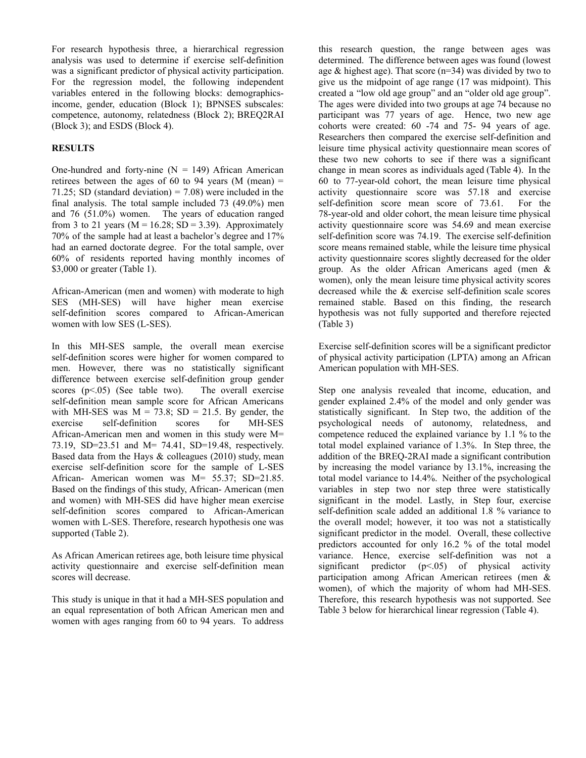For research hypothesis three, a hierarchical regression analysis was used to determine if exercise self-definition was a significant predictor of physical activity participation. For the regression model, the following independent variables entered in the following blocks: demographics-income, gender, education (Block 1); BPNSES subscales: competence, autonomy, relatedness (Block 2); BREQ2RAI (Block 3); and ESDS (Block 4).

## RESULTS

One-hundred and forty-nine (N = 149) African American retirees between the ages of 60 to 94 years (M (mean) = 71.25; SD (standard deviation) = 7.08) were included in the final analysis. The total sample included 73 (49.0%) men and 76 (51.0%) women. The years of education ranged from 3 to 21 years (M = 16.28; SD = 3.39). Approximately 70% of the sample had at least a bachelor's degree and 17% had an earned doctorate degree. For the total sample, over 60% of residents reported having monthly incomes of $3,000 or greater (Table 1).

African-American (men and women) with moderate to high SES (MH-SES) will have higher mean exercise self-definition scores compared to African-American women with low SES (L-SES).

In this MH-SES sample, the overall mean exercise self-definition scores were higher for women compared to men. However, there was no statistically significant difference between exercise self-definition group gender scores ($p<.05$) (See table two). The overall exercise self-definition mean sample score for African Americans with MH-SES was M = 73.8; SD = 21.5. By gender, the exercise self-definition scores for MH-SES African-American men and women in this study were M= 73.19, SD=23.51 and M= 74.41, SD=19.48, respectively. Based data from the Hays & colleagues (2010) study, mean exercise self-definition score for the sample of L-SES African- American women was M= 55.37; SD=21.85. Based on the findings of this study, African- American (men and women) with MH-SES did have higher mean exercise self-definition scores compared to African-American women with L-SES. Therefore, research hypothesis one was supported (Table 2).

As African American retirees age, both leisure time physical activity questionnaire and exercise self-definition mean scores will decrease.

This study is unique in that it had a MH-SES population and an equal representation of both African American men and women with ages ranging from 60 to 94 years. To address this research question, the range between ages was determined. The difference between ages was found (lowest age & highest age). That score (n=34) was divided by two to give us the midpoint of age range (17 was midpoint). This created a "low old age group" and an "older old age group". The ages were divided into two groups at age 74 because no participant was 77 years of age. Hence, two new age cohorts were created: 60 -74 and 75- 94 years of age. Researchers then compared the exercise self-definition and leisure time physical activity questionnaire mean scores of these two new cohorts to see if there was a significant change in mean scores as individuals aged (Table 4). In the 60 to 77-year-old cohort, the mean leisure time physical activity questionnaire score was 57.18 and exercise self-definition score mean score of 73.61. For the 78-year-old and older cohort, the mean leisure time physical activity questionnaire score was 54.69 and mean exercise self-definition score was 74.19. The exercise self-definition score means remained stable, while the leisure time physical activity questionnaire scores slightly decreased for the older group. As the older African Americans aged (men & women), only the mean leisure time physical activity scores decreased while the & exercise self-definition scale scores remained stable. Based on this finding, the research hypothesis was not fully supported and therefore rejected (Table 3)

Exercise self-definition scores will be a significant predictor of physical activity participation (LPTA) among an African American population with MH-SES.

Step one analysis revealed that income, education, and gender explained 2.4% of the model and only gender was statistically significant. In Step two, the addition of the psychological needs of autonomy, relatedness, and competence reduced the explained variance by 1.1 % to the total model explained variance of 1.3%. In Step three, the addition of the BREQ-2RAI made a significant contribution by increasing the model variance by 13.1%, increasing the total model variance to 14.4%. Neither of the psychological variables in step two nor step three were statistically significant in the model. Lastly, in Step four, exercise self-definition scale added an additional 1.8 % variance to the overall model; however, it too was not a statistically significant predictor in the model. Overall, these collective predictors accounted for only 16.2 % of the total model variance. Hence, exercise self-definition was not a significant predictor ($p<.05$) of physical activity participation among African American retirees (men & women), of which the majority of whom had MH-SES. Therefore, this research hypothesis was not supported. See Table 3 below for hierarchical linear regression (Table 4).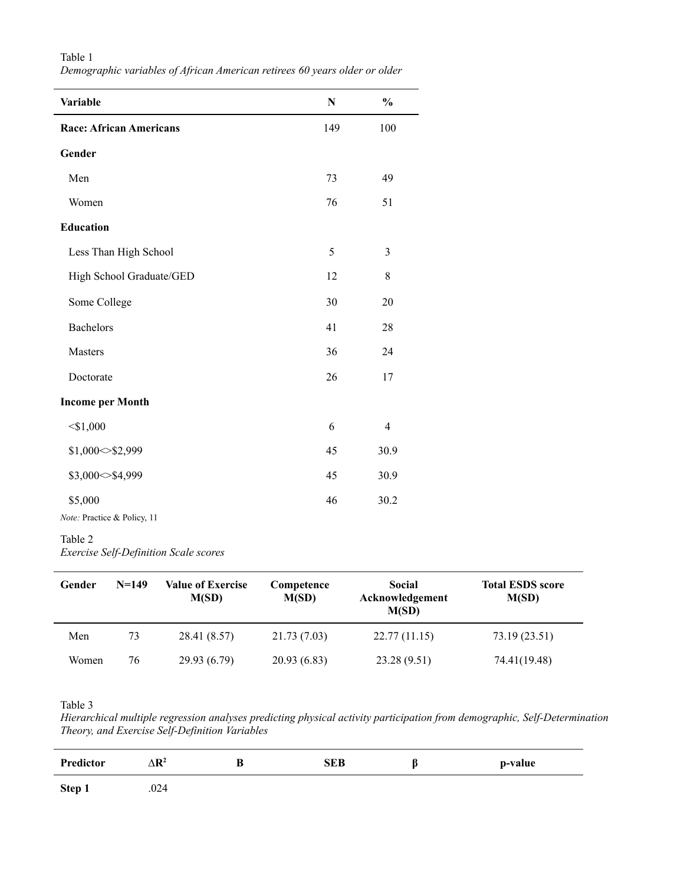Table 1

*Demographic variables of African American retirees 60 years older or older*

| Variable | N | % |
|---|---|---|
| **Race: African Americans** | 149 | 100 |
| **Gender** | | |
| Men | 73 | 49 |
| Women | 76 | 51 |
| **Education** | | |
| Less Than High School | 5 | 3 |
| High School Graduate/GED | 12 | 8 |
| Some College | 30 | 20 |
| Bachelors | 41 | 28 |
| Masters | 36 | 24 |
| Doctorate | 26 | 17 |
| **Income per Month** | | |
| <$1,000 | 6 | 4 |
| $1,000<>$2,999 | 45 | 30.9 |
| $3,000<>$4,999 | 45 | 30.9 |
| $5,000 | 46 | 30.2 |

*Note:* Practice & Policy, 11

Table 2

*Exercise Self-Definition Scale scores*

| Gender | N=149 | Value of Exercise M(SD) | Competence M(SD) | Social Acknowledgement M(SD) | Total ESDS score M(SD) |
|---|---|---|---|---|---|
| Men | 73 | 28.41 (8.57) | 21.73 (7.03) | 22.77 (11.15) | 73.19 (23.51) |
| Women | 76 | 29.93 (6.79) | 20.93 (6.83) | 23.28 (9.51) | 74.41(19.48) |

Table 3

*Hierarchical multiple regression analyses predicting physical activity participation from demographic, Self-Determination Theory, and Exercise Self-Definition Variables*

| Predictor | $\Delta R^2$ | B | SEB | β | p-value |
|---|---|---|---|---|---|
| **Step 1** | .024 | | | | |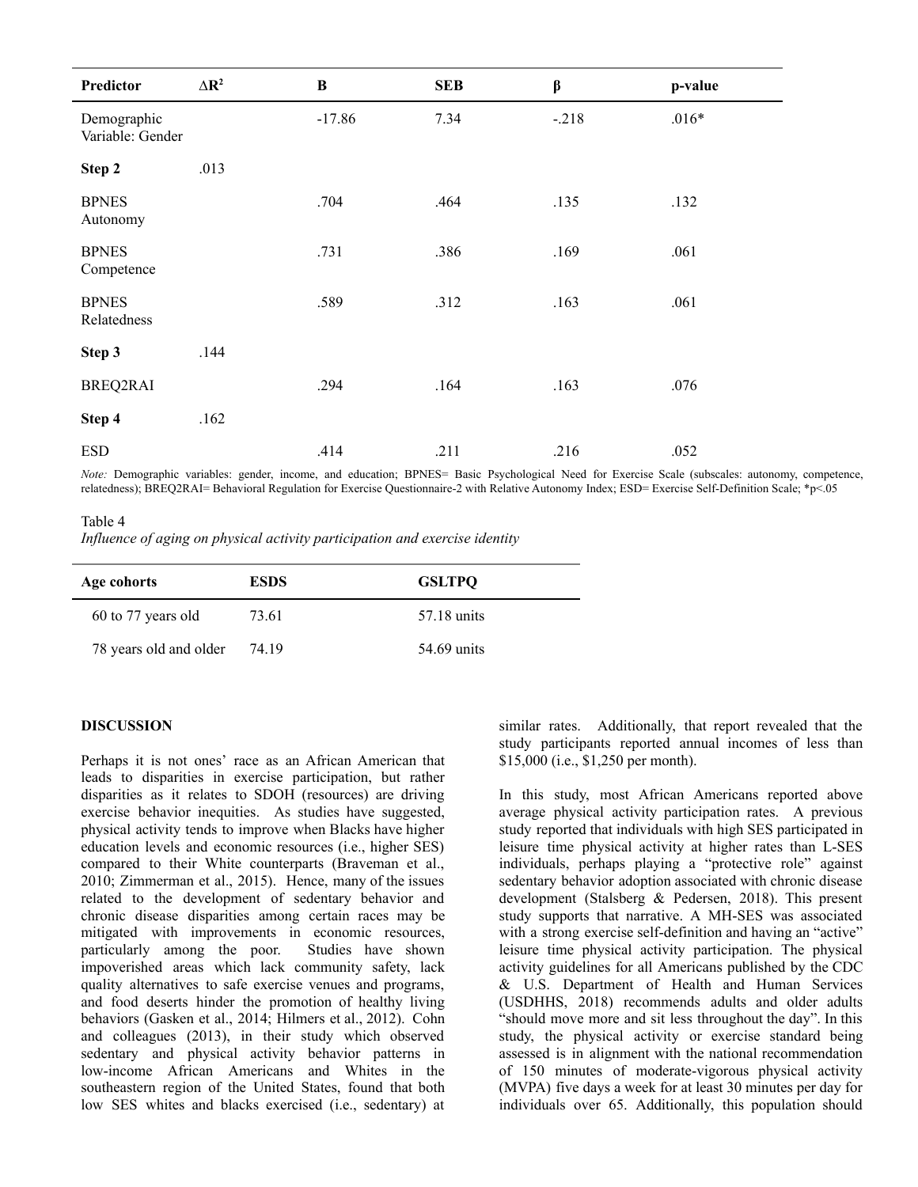| Predictor | $\Delta R^2$ | B | SEB | β | p-value |
|---|---|---|---|---|---|
| Demographic Variable: Gender | | -17.86 | 7.34 | -.218 | .016* |
| **Step 2** | .013 | | | | |
| BPNES Autonomy | | .704 | .464 | .135 | .132 |
| BPNES Competence | | .731 | .386 | .169 | .061 |
| BPNES Relatedness | | .589 | .312 | .163 | .061 |
| **Step 3** | .144 | | | | |
| BREQ2RAI | | .294 | .164 | .163 | .076 |
| **Step 4** | .162 | | | | |
| ESD | | .414 | .211 | .216 | .052 |

*Note:* Demographic variables: gender, income, and education; BPNES= Basic Psychological Need for Exercise Scale (subscales: autonomy, competence, relatedness); BREQ2RAI= Behavioral Regulation for Exercise Questionnaire-2 with Relative Autonomy Index; ESD= Exercise Self-Definition Scale; *$p<.05$

Table 4

*Influence of aging on physical activity participation and exercise identity*

| Age cohorts | ESDS | GSLTPQ |
|---|---|---|
| 60 to 77 years old | 73.61 | 57.18 units |
| 78 years old and older | 74.19 | 54.69 units |

## DISCUSSION

Perhaps it is not ones' race as an African American that leads to disparities in exercise participation, but rather disparities as it relates to SDOH (resources) are driving exercise behavior inequities. As studies have suggested, physical activity tends to improve when Blacks have higher education levels and economic resources (i.e., higher SES) compared to their White counterparts (Braveman et al., 2010; Zimmerman et al., 2015). Hence, many of the issues related to the development of sedentary behavior and chronic disease disparities among certain races may be mitigated with improvements in economic resources, particularly among the poor. Studies have shown impoverished areas which lack community safety, lack quality alternatives to safe exercise venues and programs, and food deserts hinder the promotion of healthy living behaviors (Gasken et al., 2014; Hilmers et al., 2012). Cohn and colleagues (2013), in their study which observed sedentary and physical activity behavior patterns in low-income African Americans and Whites in the southeastern region of the United States, found that both low SES whites and blacks exercised (i.e., sedentary) at similar rates. Additionally, that report revealed that the study participants reported annual incomes of less than $15,000 (i.e., $1,250 per month).

In this study, most African Americans reported above average physical activity participation rates. A previous study reported that individuals with high SES participated in leisure time physical activity at higher rates than L-SES individuals, perhaps playing a "protective role" against sedentary behavior adoption associated with chronic disease development (Stalsberg & Pedersen, 2018). This present study supports that narrative. A MH-SES was associated with a strong exercise self-definition and having an "active" leisure time physical activity participation. The physical activity guidelines for all Americans published by the CDC & U.S. Department of Health and Human Services (USDHHS, 2018) recommends adults and older adults "should move more and sit less throughout the day". In this study, the physical activity or exercise standard being assessed is in alignment with the national recommendation of 150 minutes of moderate-vigorous physical activity (MVPA) five days a week for at least 30 minutes per day for individuals over 65. Additionally, this population should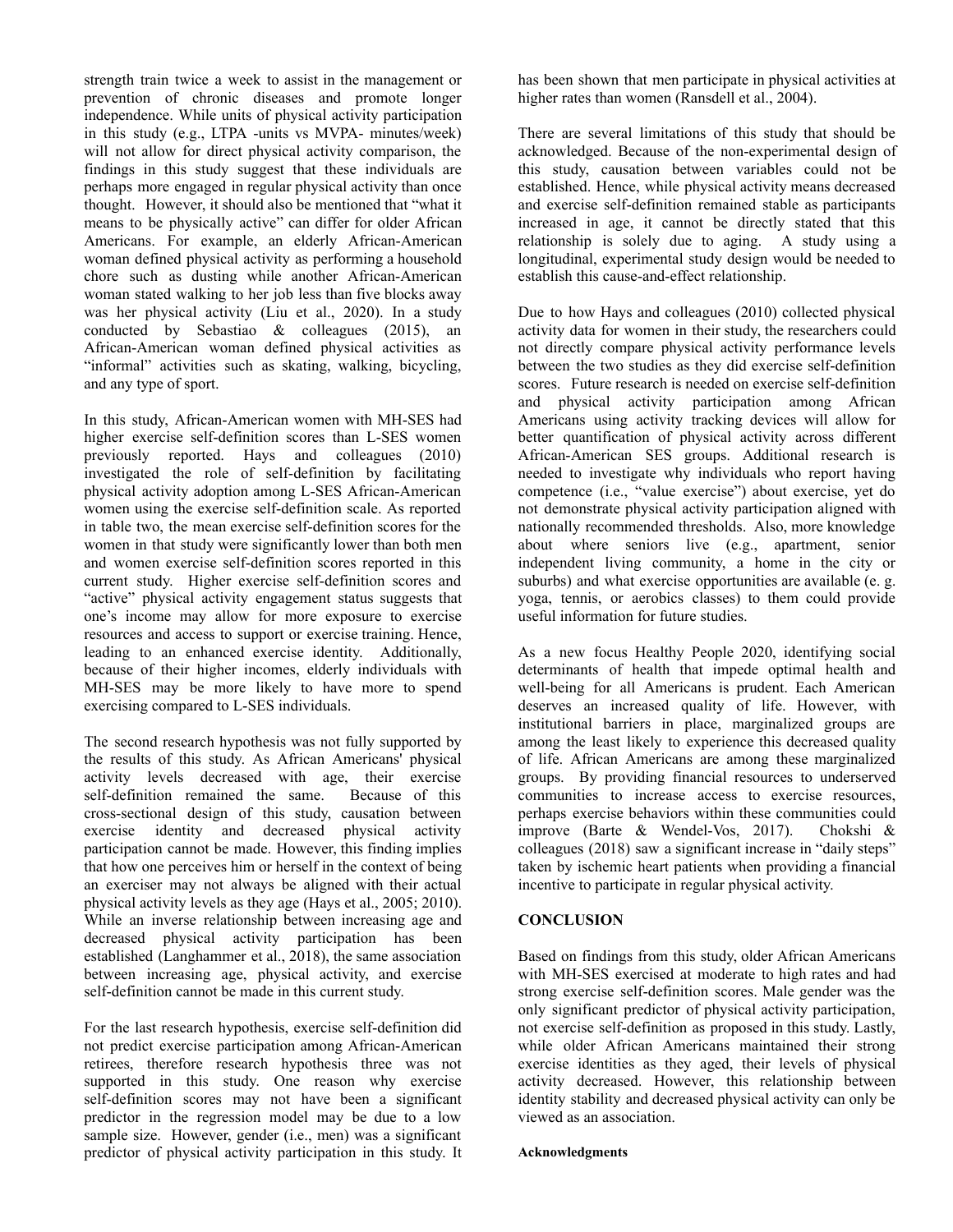strength train twice a week to assist in the management or prevention of chronic diseases and promote longer independence. While units of physical activity participation in this study (e.g., LTPA -units vs MVPA- minutes/week) will not allow for direct physical activity comparison, the findings in this study suggest that these individuals are perhaps more engaged in regular physical activity than once thought. However, it should also be mentioned that "what it means to be physically active" can differ for older African Americans. For example, an elderly African-American woman defined physical activity as performing a household chore such as dusting while another African-American woman stated walking to her job less than five blocks away was her physical activity (Liu et al., 2020). In a study conducted by Sebastiao & colleagues (2015), an African-American woman defined physical activities as "informal" activities such as skating, walking, bicycling, and any type of sport.

In this study, African-American women with MH-SES had higher exercise self-definition scores than L-SES women previously reported. Hays and colleagues (2010) investigated the role of self-definition by facilitating physical activity adoption among L-SES African-American women using the exercise self-definition scale. As reported in table two, the mean exercise self-definition scores for the women in that study were significantly lower than both men and women exercise self-definition scores reported in this current study. Higher exercise self-definition scores and "active" physical activity engagement status suggests that one's income may allow for more exposure to exercise resources and access to support or exercise training. Hence, leading to an enhanced exercise identity. Additionally, because of their higher incomes, elderly individuals with MH-SES may be more likely to have more to spend exercising compared to L-SES individuals.

The second research hypothesis was not fully supported by the results of this study. As African Americans' physical activity levels decreased with age, their exercise self-definition remained the same. Because of this cross-sectional design of this study, causation between exercise identity and decreased physical activity participation cannot be made. However, this finding implies that how one perceives him or herself in the context of being an exerciser may not always be aligned with their actual physical activity levels as they age (Hays et al., 2005; 2010). While an inverse relationship between increasing age and decreased physical activity participation has been established (Langhammer et al., 2018), the same association between increasing age, physical activity, and exercise self-definition cannot be made in this current study.

For the last research hypothesis, exercise self-definition did not predict exercise participation among African-American retirees, therefore research hypothesis three was not supported in this study. One reason why exercise self-definition scores may not have been a significant predictor in the regression model may be due to a low sample size. However, gender (i.e., men) was a significant predictor of physical activity participation in this study. It has been shown that men participate in physical activities at higher rates than women (Ransdell et al., 2004).

There are several limitations of this study that should be acknowledged. Because of the non-experimental design of this study, causation between variables could not be established. Hence, while physical activity means decreased and exercise self-definition remained stable as participants increased in age, it cannot be directly stated that this relationship is solely due to aging. A study using a longitudinal, experimental study design would be needed to establish this cause-and-effect relationship.

Due to how Hays and colleagues (2010) collected physical activity data for women in their study, the researchers could not directly compare physical activity performance levels between the two studies as they did exercise self-definition scores. Future research is needed on exercise self-definition and physical activity participation among African Americans using activity tracking devices will allow for better quantification of physical activity across different African-American SES groups. Additional research is needed to investigate why individuals who report having competence (i.e., "value exercise") about exercise, yet do not demonstrate physical activity participation aligned with nationally recommended thresholds. Also, more knowledge about where seniors live (e.g., apartment, senior independent living community, a home in the city or suburbs) and what exercise opportunities are available (e. g. yoga, tennis, or aerobics classes) to them could provide useful information for future studies.

As a new focus Healthy People 2020, identifying social determinants of health that impede optimal health and well-being for all Americans is prudent. Each American deserves an increased quality of life. However, with institutional barriers in place, marginalized groups are among the least likely to experience this decreased quality of life. African Americans are among these marginalized groups. By providing financial resources to underserved communities to increase access to exercise resources, perhaps exercise behaviors within these communities could improve (Barte & Wendel-Vos, 2017). Chokshi & colleagues (2018) saw a significant increase in "daily steps" taken by ischemic heart patients when providing a financial incentive to participate in regular physical activity.

## CONCLUSION

Based on findings from this study, older African Americans with MH-SES exercised at moderate to high rates and had strong exercise self-definition scores. Male gender was the only significant predictor of physical activity participation, not exercise self-definition as proposed in this study. Lastly, while older African Americans maintained their strong exercise identities as they aged, their levels of physical activity decreased. However, this relationship between identity stability and decreased physical activity can only be viewed as an association.

#### Acknowledgments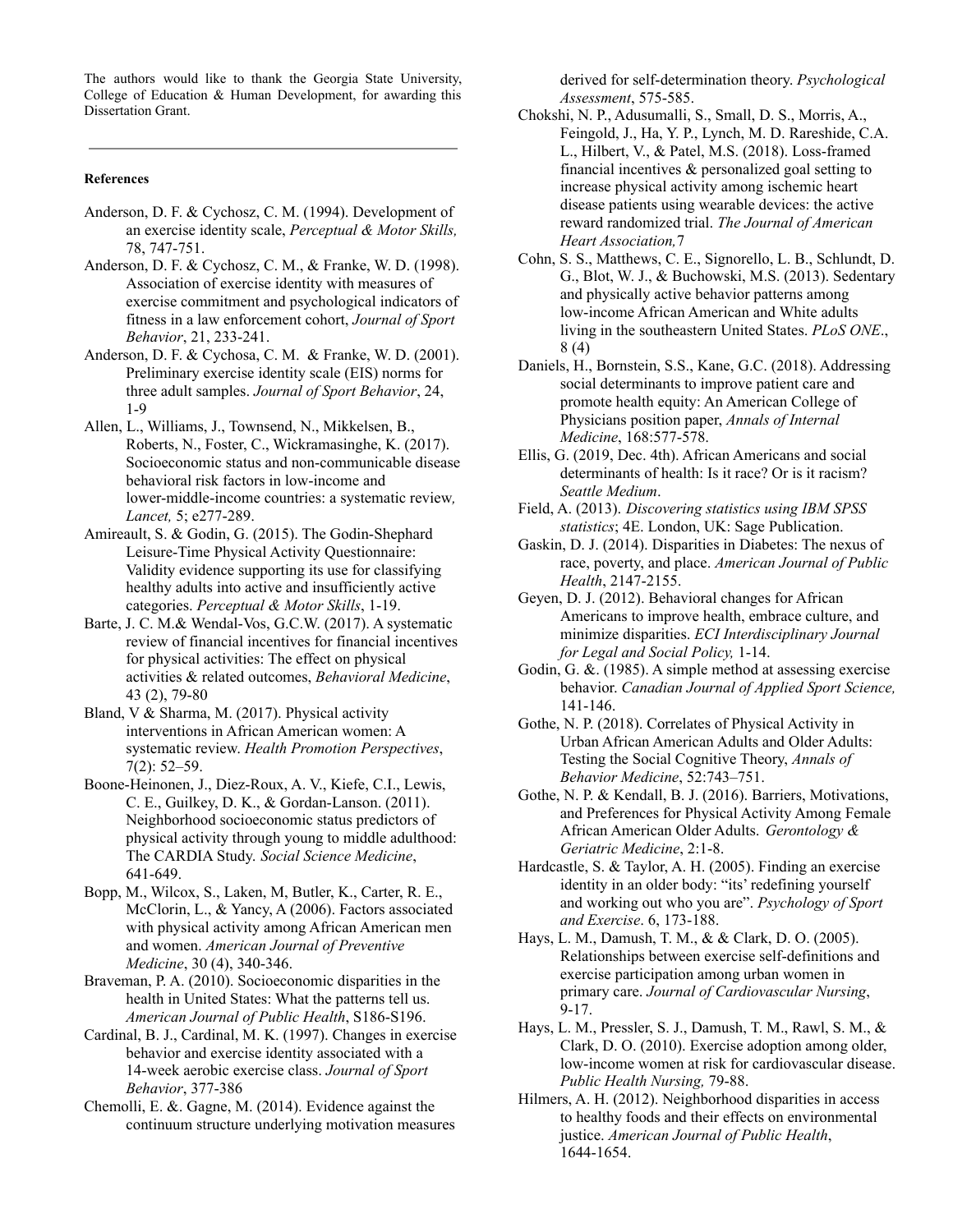The authors would like to thank the Georgia State University, College of Education & Human Development, for awarding this Dissertation Grant.

---

**References**

Anderson, D. F. & Cychosz, C. M. (1994). Development of an exercise identity scale, *Perceptual & Motor Skills,* 78, 747-751.

Anderson, D. F. & Cychosz, C. M., & Franke, W. D. (1998). Association of exercise identity with measures of exercise commitment and psychological indicators of fitness in a law enforcement cohort, *Journal of Sport Behavior*, 21, 233-241.

Anderson, D. F. & Cychosa, C. M. & Franke, W. D. (2001). Preliminary exercise identity scale (EIS) norms for three adult samples. *Journal of Sport Behavior*, 24, 1-9

Allen, L., Williams, J., Townsend, N., Mikkelsen, B., Roberts, N., Foster, C., Wickramasinghe, K. (2017). Socioeconomic status and non-communicable disease behavioral risk factors in low-income and lower-middle-income countries: a systematic review*, Lancet,* 5; e277-289.

Amireault, S. & Godin, G. (2015). The Godin-Shephard Leisure-Time Physical Activity Questionnaire: Validity evidence supporting its use for classifying healthy adults into active and insufficiently active categories. *Perceptual & Motor Skills*, 1-19.

Barte, J. C. M.& Wendal-Vos, G.C.W. (2017). A systematic review of financial incentives for financial incentives for physical activities: The effect on physical activities & related outcomes, *Behavioral Medicine*, 43 (2), 79-80

Bland, V & Sharma, M. (2017). Physical activity interventions in African American women: A systematic review. *Health Promotion Perspectives*, 7(2): 52–59.

Boone-Heinonen, J., Diez-Roux, A. V., Kiefe, C.I., Lewis, C. E., Guilkey, D. K., & Gordan-Lanson. (2011). Neighborhood socioeconomic status predictors of physical activity through young to middle adulthood: The CARDIA Study. *Social Science Medicine*, 641-649.

Bopp, M., Wilcox, S., Laken, M, Butler, K., Carter, R. E., McClorin, L., & Yancy, A (2006). Factors associated with physical activity among African American men and women. *American Journal of Preventive Medicine*, 30 (4), 340-346.

Braveman, P. A. (2010). Socioeconomic disparities in the health in United States: What the patterns tell us. *American Journal of Public Health*, S186-S196.

Cardinal, B. J., Cardinal, M. K. (1997). Changes in exercise behavior and exercise identity associated with a 14-week aerobic exercise class. *Journal of Sport Behavior*, 377-386

Chemolli, E. &. Gagne, M. (2014). Evidence against the continuum structure underlying motivation measures derived for self-determination theory. *Psychological Assessment*, 575-585.

Chokshi, N. P., Adusumalli, S., Small, D. S., Morris, A., Feingold, J., Ha, Y. P., Lynch, M. D. Rareshide, C.A. L., Hilbert, V., & Patel, M.S. (2018). Loss-framed financial incentives & personalized goal setting to increase physical activity among ischemic heart disease patients using wearable devices: the active reward randomized trial. *The Journal of American Heart Association,*7

Cohn, S. S., Matthews, C. E., Signorello, L. B., Schlundt, D. G., Blot, W. J., & Buchowski, M.S. (2013). Sedentary and physically active behavior patterns among low-income African American and White adults living in the southeastern United States. *PLoS ONE*., 8 (4)

Daniels, H., Bornstein, S.S., Kane, G.C. (2018). Addressing social determinants to improve patient care and promote health equity: An American College of Physicians position paper, *Annals of Internal Medicine*, 168:577-578.

Ellis, G. (2019, Dec. 4th). African Americans and social determinants of health: Is it race? Or is it racism? *Seattle Medium*.

Field, A. (2013). *Discovering statistics using IBM SPSS statistics*; 4E. London, UK: Sage Publication.

Gaskin, D. J. (2014). Disparities in Diabetes: The nexus of race, poverty, and place. *American Journal of Public Health*, 2147-2155.

Geyen, D. J. (2012). Behavioral changes for African Americans to improve health, embrace culture, and minimize disparities. *ECI Interdisciplinary Journal for Legal and Social Policy,* 1-14.

Godin, G. &. (1985). A simple method at assessing exercise behavior. *Canadian Journal of Applied Sport Science,* 141-146.

Gothe, N. P. (2018). Correlates of Physical Activity in Urban African American Adults and Older Adults: Testing the Social Cognitive Theory, *Annals of Behavior Medicine*, 52:743–751.

Gothe, N. P. & Kendall, B. J. (2016). Barriers, Motivations, and Preferences for Physical Activity Among Female African American Older Adults. *Gerontology & Geriatric Medicine*, 2:1-8.

Hardcastle, S. & Taylor, A. H. (2005). Finding an exercise identity in an older body: "its' redefining yourself and working out who you are". *Psychology of Sport and Exercise*. 6, 173-188.

Hays, L. M., Damush, T. M., & & Clark, D. O. (2005). Relationships between exercise self-definitions and exercise participation among urban women in primary care. *Journal of Cardiovascular Nursing*, 9-17.

Hays, L. M., Pressler, S. J., Damush, T. M., Rawl, S. M., & Clark, D. O. (2010). Exercise adoption among older, low-income women at risk for cardiovascular disease. *Public Health Nursing,* 79-88.

Hilmers, A. H. (2012). Neighborhood disparities in access to healthy foods and their effects on environmental justice. *American Journal of Public Health*, 1644-1654.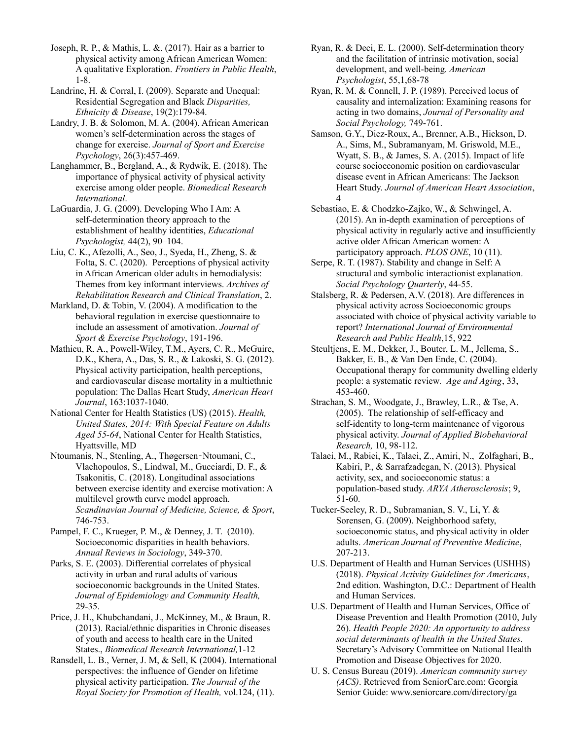Joseph, R. P., & Mathis, L. &. (2017). Hair as a barrier to physical activity among African American Women: A qualitative Exploration. *Frontiers in Public Health*, 1-8.

Landrine, H. & Corral, I. (2009). Separate and Unequal: Residential Segregation and Black *Disparities, Ethnicity & Disease*, 19(2):179-84.

Landry, J. B. & Solomon, M. A. (2004). African American women's self-determination across the stages of change for exercise. *Journal of Sport and Exercise Psychology*, 26(3):457-469.

Langhammer, B., Bergland, A., & Rydwik, E. (2018). The importance of physical activity of physical activity exercise among older people. *Biomedical Research International*.

LaGuardia, J. G. (2009). Developing Who I Am: A self-determination theory approach to the establishment of healthy identities, *Educational Psychologist,* 44(2), 90–104.

Liu, C. K., Afezolli, A., Seo, J., Syeda, H., Zheng, S. & Folta, S. C. (2020). Perceptions of physical activity in African American older adults in hemodialysis: Themes from key informant interviews. *Archives of Rehabilitation Research and Clinical Translation*, 2.

Markland, D. & Tobin, V. (2004). A modification to the behavioral regulation in exercise questionnaire to include an assessment of amotivation. *Journal of Sport & Exercise Psychology*, 191-196.

Mathieu, R. A., Powell-Wiley, T.M., Ayers, C. R., McGuire, D.K., Khera, A., Das, S. R., & Lakoski, S. G. (2012). Physical activity participation, health perceptions, and cardiovascular disease mortality in a multiethnic population: The Dallas Heart Study, *American Heart Journal*, 163:1037-1040.

National Center for Health Statistics (US) (2015). *Health, United States, 2014: With Special Feature on Adults Aged 55-64*, National Center for Health Statistics, Hyattsville, MD

Ntoumanis, N., Stenling, A., Thøgersen‐Ntoumani, C., Vlachopoulos, S., Lindwal, M., Gucciardi, D. F., & Tsakonitis, C. (2018). Longitudinal associations between exercise identity and exercise motivation: A multilevel growth curve model approach. *Scandinavian Journal of Medicine, Science, & Sport*, 746-753.

Pampel, F. C., Krueger, P. M., & Denney, J. T. (2010). Socioeconomic disparities in health behaviors. *Annual Reviews in Sociology*, 349-370.

Parks, S. E. (2003). Differential correlates of physical activity in urban and rural adults of various socioeconomic backgrounds in the United States. *Journal of Epidemiology and Community Health,* 29-35.

Price, J. H., Khubchandani, J., McKinney, M., & Braun, R. (2013). Racial/ethnic disparities in Chronic diseases of youth and access to health care in the United States., *Biomedical Research International,*1-12

Ransdell, L. B., Verner, J. M, & Sell, K (2004). International perspectives: the influence of Gender on lifetime physical activity participation. *The Journal of the Royal Society for Promotion of Health,* vol.124, (11).

Ryan, R. & Deci, E. L. (2000). Self-determination theory and the facilitation of intrinsic motivation, social development, and well-being*. American Psychologist*, 55,1,68-78

Ryan, R. M. & Connell, J. P. (1989). Perceived locus of causality and internalization: Examining reasons for acting in two domains, *Journal of Personality and Social Psychology,* 749-761.

Samson, G.Y., Diez-Roux, A., Brenner, A.B., Hickson, D. A., Sims, M., Subramanyam, M. Griswold, M.E., Wyatt, S. B., & James, S. A. (2015). Impact of life course socioeconomic position on cardiovascular disease event in African Americans: The Jackson Heart Study. *Journal of American Heart Association*, 4

Sebastiao, E. & Chodzko-Zajko, W., & Schwingel, A. (2015). An in-depth examination of perceptions of physical activity in regularly active and insufficiently active older African American women: A participatory approach. *PLOS ONE*, 10 (11).

Serpe, R. T. (1987). Stability and change in Self: A structural and symbolic interactionist explanation. *Social Psychology Quarterly*, 44-55.

Stalsberg, R. & Pedersen, A.V. (2018). Are differences in physical activity across Socioeconomic groups associated with choice of physical activity variable to report? *International Journal of Environmental Research and Public Health*,15, 922

Steultjens, E. M., Dekker, J., Bouter, L. M., Jellema, S., Bakker, E. B., & Van Den Ende, C. (2004). Occupational therapy for community dwelling elderly people: a systematic review*. Age and Aging*, 33, 453-460.

Strachan, S. M., Woodgate, J., Brawley, L.R., & Tse, A. (2005). The relationship of self-efficacy and self-identity to long-term maintenance of vigorous physical activity. *Journal of Applied Biobehavioral Research,* 10, 98-112.

Talaei, M., Rabiei, K., Talaei, Z., Amiri, N., Zolfaghari, B., Kabiri, P., & Sarrafzadegan, N. (2013). Physical activity, sex, and socioeconomic status: a population-based study. *ARYA Atherosclerosis*; 9, 51-60.

Tucker-Seeley, R. D., Subramanian, S. V., Li, Y. & Sorensen, G. (2009). Neighborhood safety, socioeconomic status, and physical activity in older adults. *American Journal of Preventive Medicine*, 207-213.

U.S. Department of Health and Human Services (USHHS) (2018). *Physical Activity Guidelines for Americans*, 2nd edition. Washington, D.C.: Department of Health and Human Services.

U.S. Department of Health and Human Services, Office of Disease Prevention and Health Promotion (2010, July 26). *Health People 2020: An opportunity to address social determinants of health in the United States*. Secretary's Advisory Committee on National Health Promotion and Disease Objectives for 2020.

U. S. Census Bureau (2019). *American community survey (ACS)*. Retrieved from SeniorCare.com: Georgia Senior Guide: www.seniorcare.com/directory/ga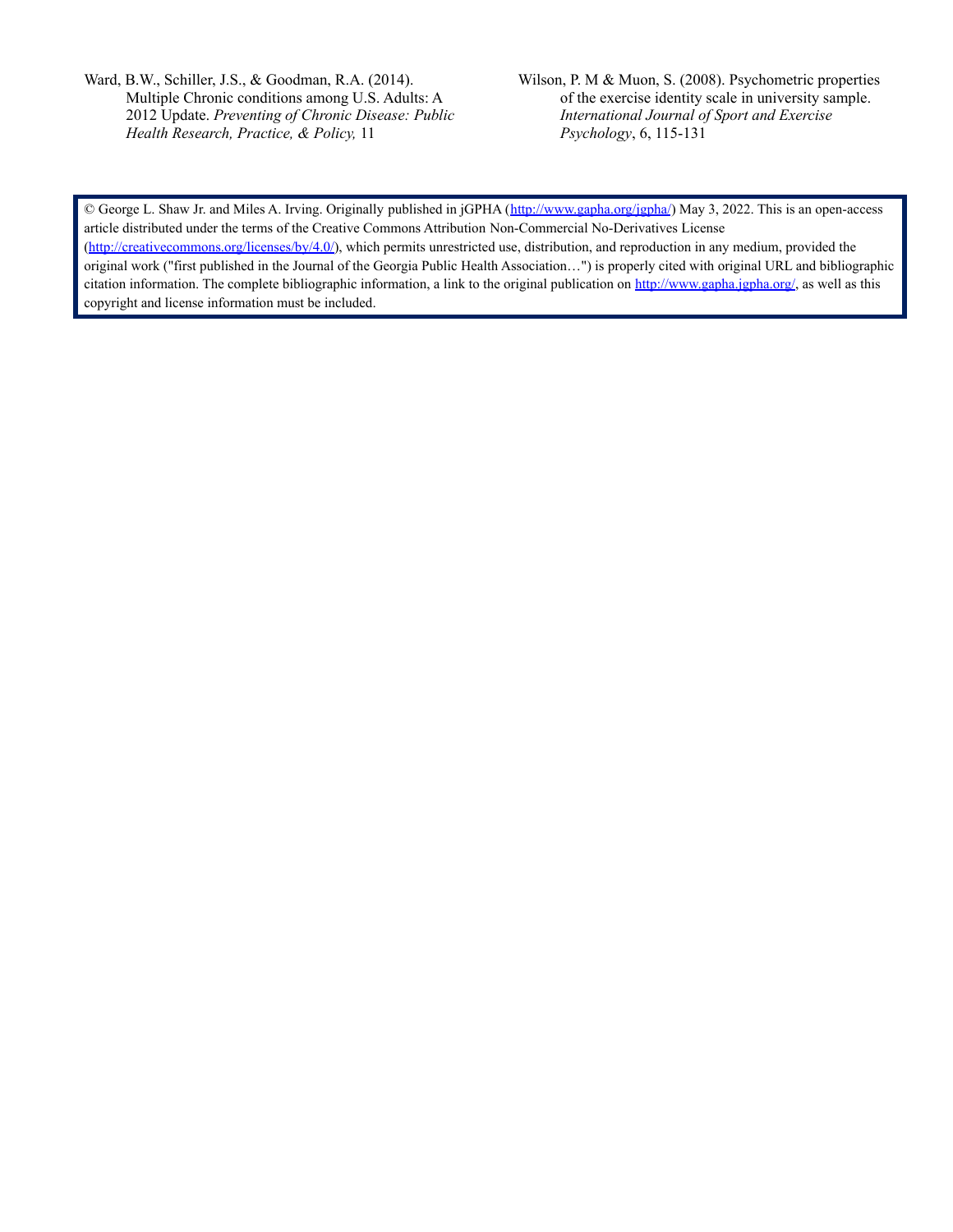Ward, B.W., Schiller, J.S., & Goodman, R.A. (2014). Multiple Chronic conditions among U.S. Adults: A 2012 Update. *Preventing of Chronic Disease: Public Health Research, Practice, & Policy,* 11

Wilson, P. M & Muon, S. (2008). Psychometric properties of the exercise identity scale in university sample. *International Journal of Sport and Exercise Psychology*, 6, 115-131

© George L. Shaw Jr. and Miles A. Irving. Originally published in jGPHA (http://www.gapha.org/jgpha/) May 3, 2022. This is an open-access article distributed under the terms of the Creative Commons Attribution Non-Commercial No-Derivatives License (http://creativecommons.org/licenses/by/4.0/), which permits unrestricted use, distribution, and reproduction in any medium, provided the original work ("first published in the Journal of the Georgia Public Health Association…") is properly cited with original URL and bibliographic citation information. The complete bibliographic information, a link to the original publication on http://www.gapha.jgpha.org/, as well as this copyright and license information must be included.